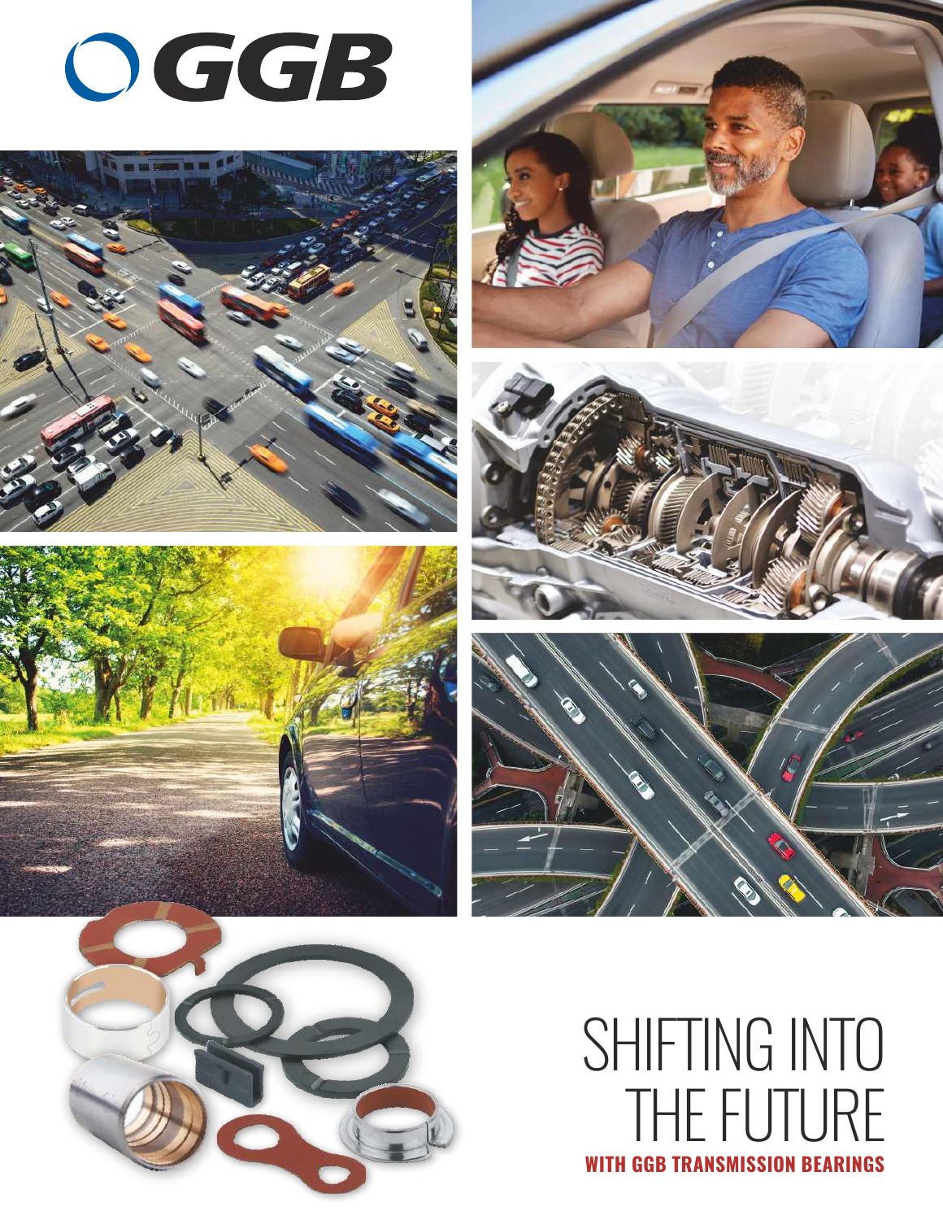# GGB

# SHIFTING INTO THE FUTURE

**WITH GGB TRANSMISSION BEARINGS**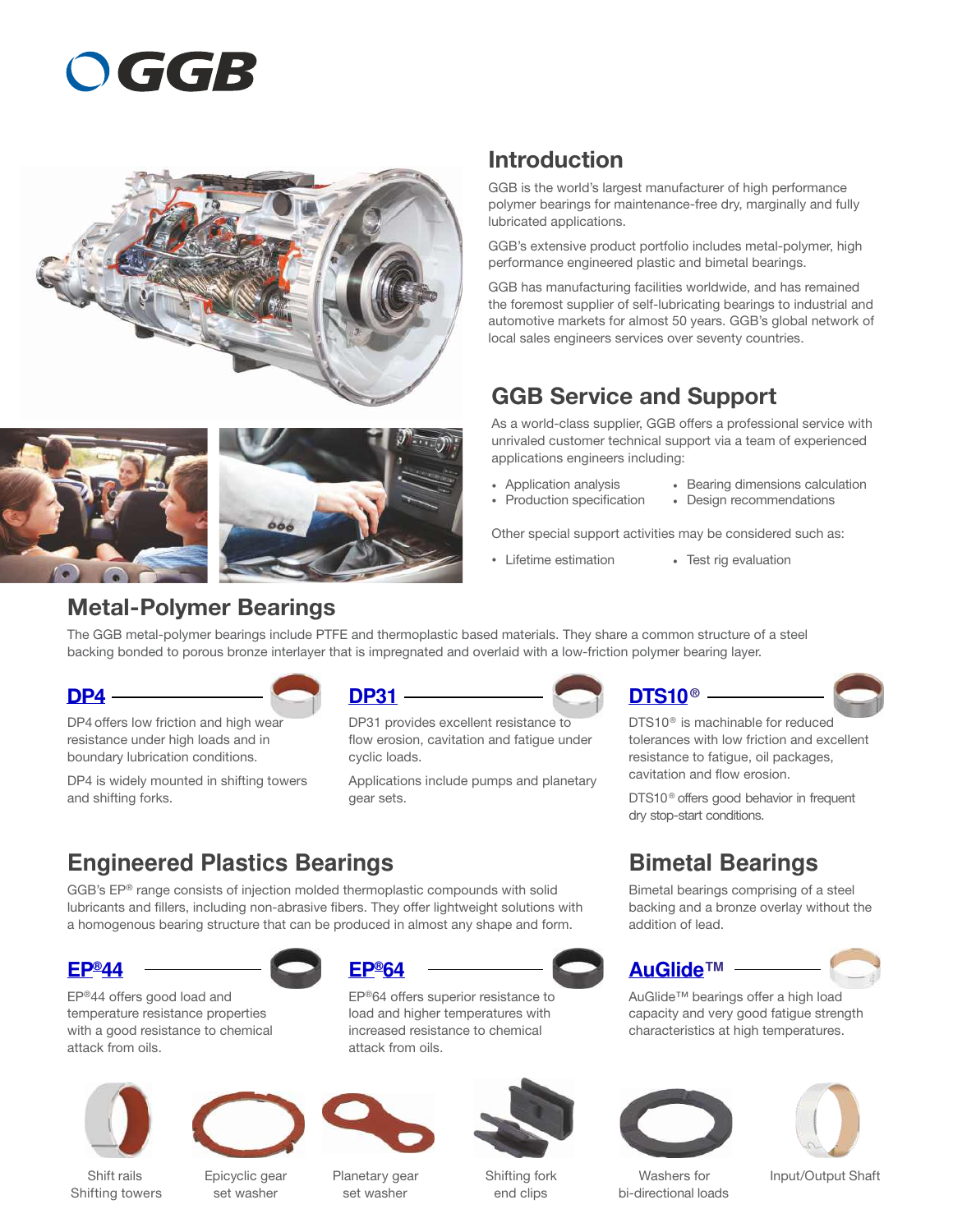# GGB

## Introduction

GGB is the world's largest manufacturer of high performance polymer bearings for maintenance-free dry, marginally and fully lubricated applications.

GGB's extensive product portfolio includes metal-polymer, high performance engineered plastic and bimetal bearings.

GGB has manufacturing facilities worldwide, and has remained the foremost supplier of self-lubricating bearings to industrial and automotive markets for almost 50 years. GGB's global network of local sales engineers services over seventy countries.

## GGB Service and Support

As a world-class supplier, GGB offers a professional service with unrivaled customer technical support via a team of experienced applications engineers including:

- Application analysis
- Production specification
- Bearing dimensions calculation
- Design recommendations

Other special support activities may be considered such as:

- Lifetime estimation
- Test rig evaluation

## Metal-Polymer Bearings

The GGB metal-polymer bearings include PTFE and thermoplastic based materials. They share a common structure of a steel backing bonded to porous bronze interlayer that is impregnated and overlaid with a low-friction polymer bearing layer.

### DP4

DP4 offers low friction and high wear resistance under high loads and in boundary lubrication conditions.

DP4 is widely mounted in shifting towers and shifting forks.

### DP31

DP31 provides excellent resistance to flow erosion, cavitation and fatigue under cyclic loads.

Applications include pumps and planetary gear sets.

### DTS10®

DTS10® is machinable for reduced tolerances with low friction and excellent resistance to fatigue, oil packages, cavitation and flow erosion.

DTS10® offers good behavior in frequent dry stop-start conditions.

## Engineered Plastics Bearings

GGB's EP® range consists of injection molded thermoplastic compounds with solid lubricants and fillers, including non-abrasive fibers. They offer lightweight solutions with a homogenous bearing structure that can be produced in almost any shape and form.

### EP®44

EP®44 offers good load and temperature resistance properties with a good resistance to chemical attack from oils.

### EP®64

EP®64 offers superior resistance to load and higher temperatures with increased resistance to chemical attack from oils.

## Bimetal Bearings

Bimetal bearings comprising of a steel backing and a bronze overlay without the addition of lead.

### AuGlide™

AuGlide™ bearings offer a high load capacity and very good fatigue strength characteristics at high temperatures.

Shift rails
Shifting towers

Epicyclic gear
set washer

Planetary gear
set washer

Shifting fork
end clips

Washers for
bi-directional loads

Input/Output Shaft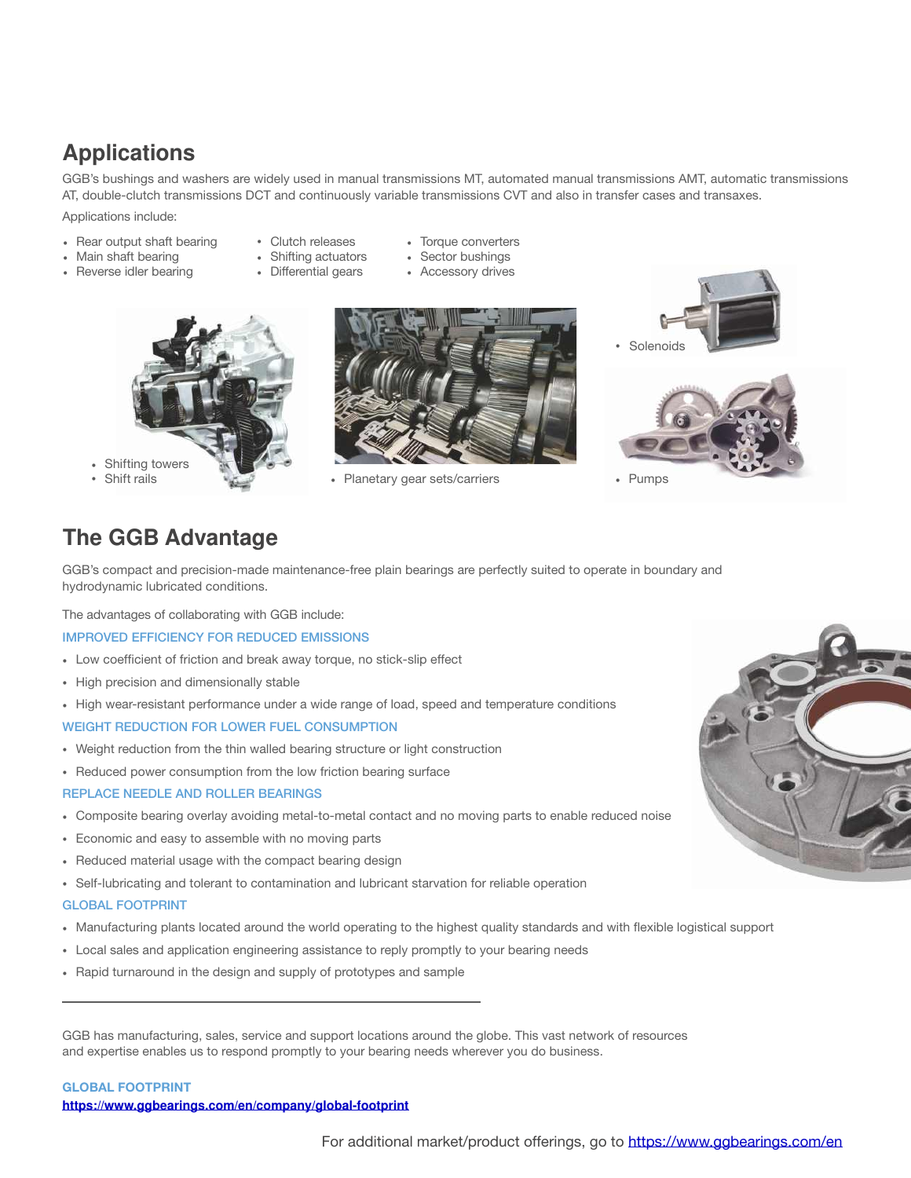## Applications

GGB's bushings and washers are widely used in manual transmissions MT, automated manual transmissions AMT, automatic transmissions AT, double-clutch transmissions DCT and continuously variable transmissions CVT and also in transfer cases and transaxes.

Applications include:

- Rear output shaft bearing
- Main shaft bearing
- Reverse idler bearing
- Clutch releases
- Shifting actuators
- Differential gears
- Torque converters
- Sector bushings
- Accessory drives
- Solenoids
- Shifting towers
- Shift rails
- Planetary gear sets/carriers
- Pumps

## The GGB Advantage

GGB's compact and precision-made maintenance-free plain bearings are perfectly suited to operate in boundary and hydrodynamic lubricated conditions.

The advantages of collaborating with GGB include:

**IMPROVED EFFICIENCY FOR REDUCED EMISSIONS**

- Low coefficient of friction and break away torque, no stick-slip effect
- High precision and dimensionally stable
- High wear-resistant performance under a wide range of load, speed and temperature conditions

**WEIGHT REDUCTION FOR LOWER FUEL CONSUMPTION**

- Weight reduction from the thin walled bearing structure or light construction
- Reduced power consumption from the low friction bearing surface

**REPLACE NEEDLE AND ROLLER BEARINGS**

- Composite bearing overlay avoiding metal-to-metal contact and no moving parts to enable reduced noise
- Economic and easy to assemble with no moving parts
- Reduced material usage with the compact bearing design
- Self-lubricating and tolerant to contamination and lubricant starvation for reliable operation

**GLOBAL FOOTPRINT**

- Manufacturing plants located around the world operating to the highest quality standards and with flexible logistical support
- Local sales and application engineering assistance to reply promptly to your bearing needs
- Rapid turnaround in the design and supply of prototypes and sample

---

GGB has manufacturing, sales, service and support locations around the globe. This vast network of resources and expertise enables us to respond promptly to your bearing needs wherever you do business.

**GLOBAL FOOTPRINT**
**https://www.ggbearings.com/en/company/global-footprint**

For additional market/product offerings, go to https://www.ggbearings.com/en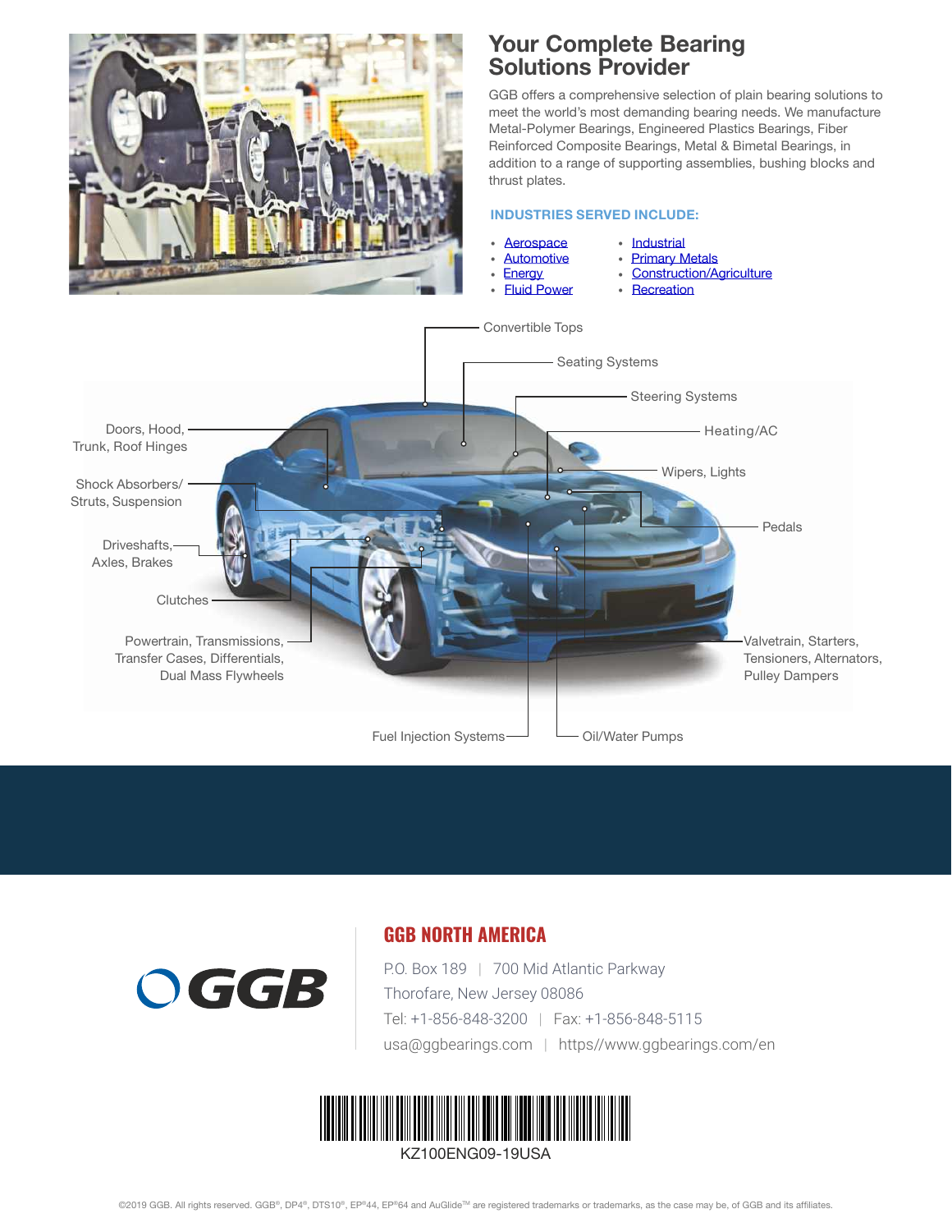## Your Complete Bearing Solutions Provider

GGB offers a comprehensive selection of plain bearing solutions to meet the world's most demanding bearing needs. We manufacture Metal-Polymer Bearings, Engineered Plastics Bearings, Fiber Reinforced Composite Bearings, Metal & Bimetal Bearings, in addition to a range of supporting assemblies, bushing blocks and thrust plates.

### INDUSTRIES SERVED INCLUDE:

- Aerospace
- Automotive
- Energy
- Fluid Power
- Industrial
- Primary Metals
- Construction/Agriculture
- Recreation

Convertible Tops

Seating Systems

Steering Systems

Heating/AC

Wipers, Lights

Pedals

Doors, Hood, Trunk, Roof Hinges

Shock Absorbers/ Struts, Suspension

Driveshafts, Axles, Brakes

Clutches

Powertrain, Transmissions, Transfer Cases, Differentials, Dual Mass Flywheels

Valvetrain, Starters, Tensioners, Alternators, Pulley Dampers

Fuel Injection Systems

Oil/Water Pumps

GGB

## GGB NORTH AMERICA

P.O. Box 189 | 700 Mid Atlantic Parkway
Thorofare, New Jersey 08086
Tel: +1-856-848-3200 | Fax: +1-856-848-5115
usa@ggbearings.com | https//www.ggbearings.com/en

KZ100ENG09-19USA

©2019 GGB. All rights reserved. GGB®, DP4®, DTS10®, EP®44, EP®64 and AuGlide™ are registered trademarks or trademarks, as the case may be, of GGB and its affiliates.